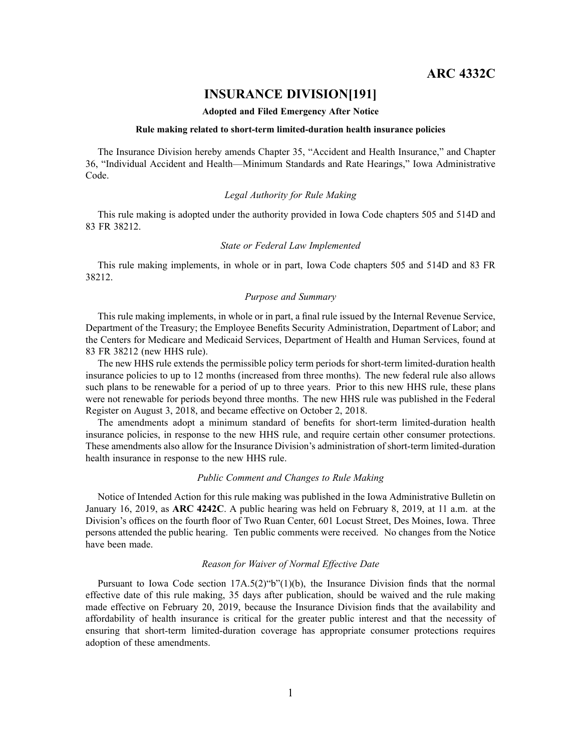**ARC 4332C**

# INSURANCE DIVISION[191]

**Adopted and Filed Emergency After Notice**

**Rule making related to short-term limited-duration health insurance policies**

The Insurance Division hereby amends Chapter 35, "Accident and Health Insurance," and Chapter 36, "Individual Accident and Health—Minimum Standards and Rate Hearings," Iowa Administrative Code.

*Legal Authority for Rule Making*

This rule making is adopted under the authority provided in Iowa Code chapters 505 and 514D and 83 FR 38212.

*State or Federal Law Implemented*

This rule making implements, in whole or in part, Iowa Code chapters 505 and 514D and 83 FR 38212.

*Purpose and Summary*

This rule making implements, in whole or in part, a final rule issued by the Internal Revenue Service, Department of the Treasury; the Employee Benefits Security Administration, Department of Labor; and the Centers for Medicare and Medicaid Services, Department of Health and Human Services, found at 83 FR 38212 (new HHS rule).

The new HHS rule extends the permissible policy term periods for short-term limited-duration health insurance policies to up to 12 months (increased from three months). The new federal rule also allows such plans to be renewable for a period of up to three years. Prior to this new HHS rule, these plans were not renewable for periods beyond three months. The new HHS rule was published in the Federal Register on August 3, 2018, and became effective on October 2, 2018.

The amendments adopt a minimum standard of benefits for short-term limited-duration health insurance policies, in response to the new HHS rule, and require certain other consumer protections. These amendments also allow for the Insurance Division's administration of short-term limited-duration health insurance in response to the new HHS rule.

*Public Comment and Changes to Rule Making*

Notice of Intended Action for this rule making was published in the Iowa Administrative Bulletin on January 16, 2019, as **ARC 4242C**. A public hearing was held on February 8, 2019, at 11 a.m. at the Division's offices on the fourth floor of Two Ruan Center, 601 Locust Street, Des Moines, Iowa. Three persons attended the public hearing. Ten public comments were received. No changes from the Notice have been made.

*Reason for Waiver of Normal Effective Date*

Pursuant to Iowa Code section 17A.5(2)"b"(1)(b), the Insurance Division finds that the normal effective date of this rule making, 35 days after publication, should be waived and the rule making made effective on February 20, 2019, because the Insurance Division finds that the availability and affordability of health insurance is critical for the greater public interest and that the necessity of ensuring that short-term limited-duration coverage has appropriate consumer protections requires adoption of these amendments.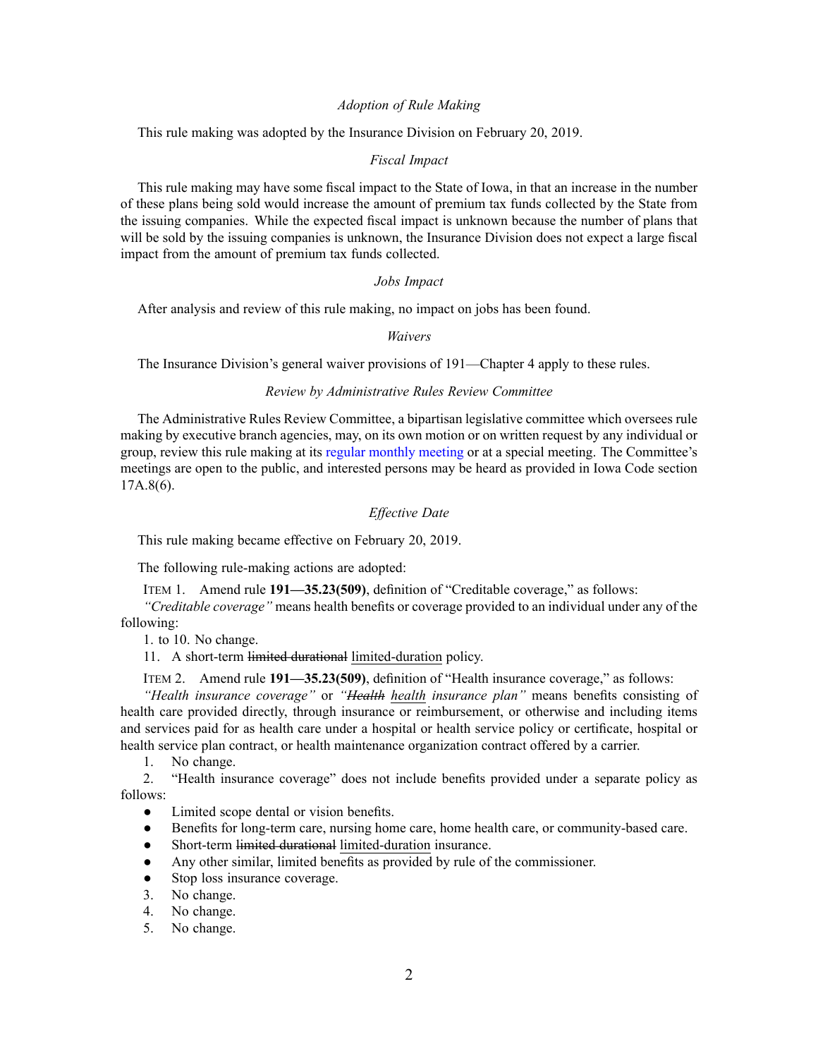*Adoption of Rule Making*

This rule making was adopted by the Insurance Division on February 20, 2019.

*Fiscal Impact*

This rule making may have some fiscal impact to the State of Iowa, in that an increase in the number of these plans being sold would increase the amount of premium tax funds collected by the State from the issuing companies. While the expected fiscal impact is unknown because the number of plans that will be sold by the issuing companies is unknown, the Insurance Division does not expect a large fiscal impact from the amount of premium tax funds collected.

*Jobs Impact*

After analysis and review of this rule making, no impact on jobs has been found.

*Waivers*

The Insurance Division's general waiver provisions of 191—Chapter 4 apply to these rules.

*Review by Administrative Rules Review Committee*

The Administrative Rules Review Committee, a bipartisan legislative committee which oversees rule making by executive branch agencies, may, on its own motion or on written request by any individual or group, review this rule making at its regular monthly meeting or at a special meeting. The Committee's meetings are open to the public, and interested persons may be heard as provided in Iowa Code section 17A.8(6).

*Effective Date*

This rule making became effective on February 20, 2019.

The following rule-making actions are adopted:

ITEM 1. Amend rule **191—35.23(509)**, definition of "Creditable coverage," as follows:

*"Creditable coverage"* means health benefits or coverage provided to an individual under any of the following:

1. to 10. No change.

11. A short-term ~~limited durational~~ <u>limited-duration</u> policy.

ITEM 2. Amend rule **191—35.23(509)**, definition of "Health insurance coverage," as follows:

*"Health insurance coverage"* or *"~~Health~~ <u>health</u> insurance plan"* means benefits consisting of health care provided directly, through insurance or reimbursement, or otherwise and including items and services paid for as health care under a hospital or health service policy or certificate, hospital or health service plan contract, or health maintenance organization contract offered by a carrier.

1. No change.
2. "Health insurance coverage" does not include benefits provided under a separate policy as follows:
   - Limited scope dental or vision benefits.
   - Benefits for long-term care, nursing home care, home health care, or community-based care.
   - Short-term ~~limited durational~~ <u>limited-duration</u> insurance.
   - Any other similar, limited benefits as provided by rule of the commissioner.
   - Stop loss insurance coverage.
3. No change.
4. No change.
5. No change.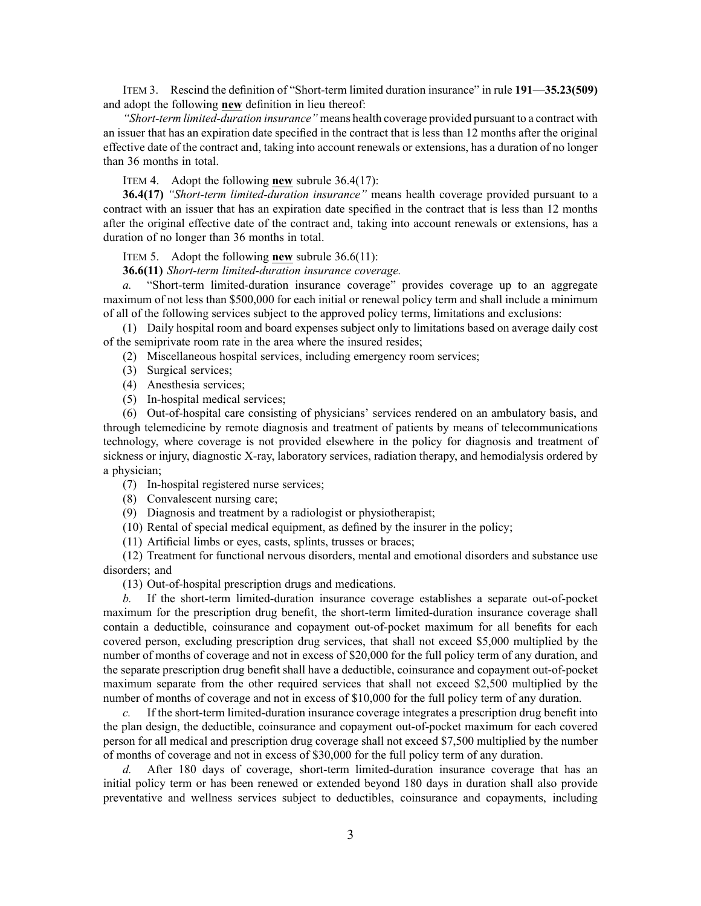ITEM 3. Rescind the definition of "Short-term limited duration insurance" in rule **191—35.23(509)** and adopt the following **new** definition in lieu thereof:

*"Short-term limited duration insurance"* means health coverage provided pursuant to a contract with an issuer that has an expiration date specified in the contract that is less than 12 months after the original effective date of the contract and, taking into account renewals or extensions, has a duration of no longer than 36 months in total.

ITEM 4. Adopt the following **new** subrule 36.4(17):

**36.4(17)** *"Short-term limited-duration insurance"* means health coverage provided pursuant to a contract with an issuer that has an expiration date specified in the contract that is less than 12 months after the original effective date of the contract and, taking into account renewals or extensions, has a duration of no longer than 36 months in total.

ITEM 5. Adopt the following **new** subrule 36.6(11):

**36.6(11)** *Short-term limited-duration insurance coverage.*

*a.* "Short-term limited-duration insurance coverage" provides coverage up to an aggregate maximum of not less than $500,000 for each initial or renewal policy term and shall include a minimum of all of the following services subject to the approved policy terms, limitations and exclusions:

(1) Daily hospital room and board expenses subject only to limitations based on average daily cost of the semiprivate room rate in the area where the insured resides;

(2) Miscellaneous hospital services, including emergency room services;

(3) Surgical services;

(4) Anesthesia services;

(5) In-hospital medical services;

(6) Out-of-hospital care consisting of physicians' services rendered on an ambulatory basis, and through telemedicine by remote diagnosis and treatment of patients by means of telecommunications technology, where coverage is not provided elsewhere in the policy for diagnosis and treatment of sickness or injury, diagnostic X-ray, laboratory services, radiation therapy, and hemodialysis ordered by a physician;

(7) In-hospital registered nurse services;

(8) Convalescent nursing care;

(9) Diagnosis and treatment by a radiologist or physiotherapist;

(10) Rental of special medical equipment, as defined by the insurer in the policy;

(11) Artificial limbs or eyes, casts, splints, trusses or braces;

(12) Treatment for functional nervous disorders, mental and emotional disorders and substance use disorders; and

(13) Out-of-hospital prescription drugs and medications.

*b.* If the short-term limited-duration insurance coverage establishes a separate out-of-pocket maximum for the prescription drug benefit, the short-term limited-duration insurance coverage shall contain a deductible, coinsurance and copayment out-of-pocket maximum for all benefits for each covered person, excluding prescription drug services, that shall not exceed $5,000 multiplied by the number of months of coverage and not in excess of $20,000 for the full policy term of any duration, and the separate prescription drug benefit shall have a deductible, coinsurance and copayment out-of-pocket maximum separate from the other required services that shall not exceed $2,500 multiplied by the number of months of coverage and not in excess of $10,000 for the full policy term of any duration.

*c.* If the short-term limited-duration insurance coverage integrates a prescription drug benefit into the plan design, the deductible, coinsurance and copayment out-of-pocket maximum for each covered person for all medical and prescription drug coverage shall not exceed $7,500 multiplied by the number of months of coverage and not in excess of $30,000 for the full policy term of any duration.

*d.* After 180 days of coverage, short-term limited-duration insurance coverage that has an initial policy term or has been renewed or extended beyond 180 days in duration shall also provide preventative and wellness services subject to deductibles, coinsurance and copayments, including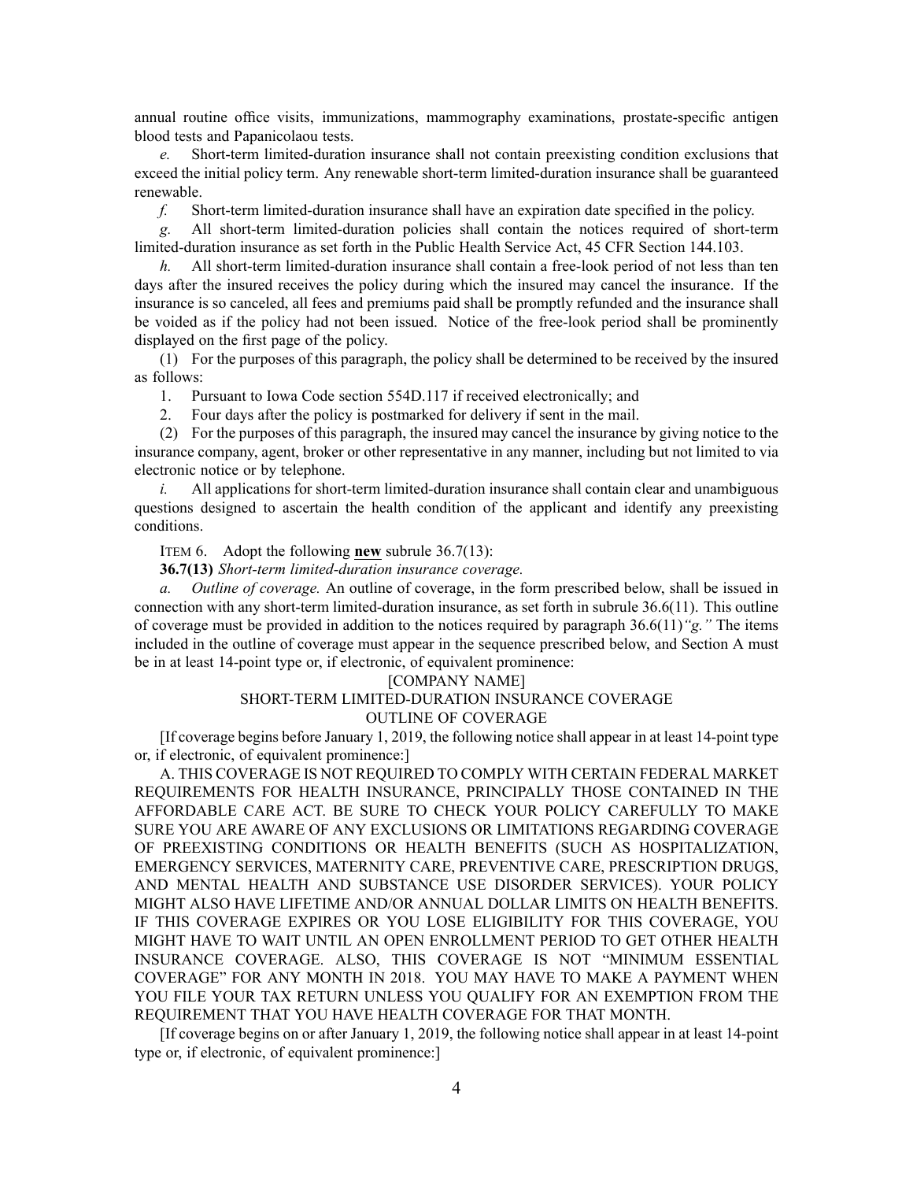annual routine office visits, immunizations, mammography examinations, prostate-specific antigen blood tests and Papanicolaou tests.

*e.* Short-term limited-duration insurance shall not contain preexisting condition exclusions that exceed the initial policy term. Any renewable short-term limited-duration insurance shall be guaranteed renewable.

*f.* Short-term limited-duration insurance shall have an expiration date specified in the policy.

*g.* All short-term limited-duration policies shall contain the notices required of short-term limited-duration insurance as set forth in the Public Health Service Act, 45 CFR Section 144.103.

*h.* All short-term limited-duration insurance shall contain a free-look period of not less than ten days after the insured receives the policy during which the insured may cancel the insurance. If the insurance is so canceled, all fees and premiums paid shall be promptly refunded and the insurance shall be voided as if the policy had not been issued. Notice of the free-look period shall be prominently displayed on the first page of the policy.

(1) For the purposes of this paragraph, the policy shall be determined to be received by the insured as follows:

1. Pursuant to Iowa Code section 554D.117 if received electronically; and

2. Four days after the policy is postmarked for delivery if sent in the mail.

(2) For the purposes of this paragraph, the insured may cancel the insurance by giving notice to the insurance company, agent, broker or other representative in any manner, including but not limited to via electronic notice or by telephone.

*i.* All applications for short-term limited-duration insurance shall contain clear and unambiguous questions designed to ascertain the health condition of the applicant and identify any preexisting conditions.

ITEM 6. Adopt the following **new** subrule 36.7(13):

**36.7(13)** *Short-term limited-duration insurance coverage.*

*a. Outline of coverage.* An outline of coverage, in the form prescribed below, shall be issued in connection with any short-term limited-duration insurance, as set forth in subrule 36.6(11). This outline of coverage must be provided in addition to the notices required by paragraph 36.6(11)*"g."* The items included in the outline of coverage must appear in the sequence prescribed below, and Section A must be in at least 14-point type or, if electronic, of equivalent prominence:

[COMPANY NAME]

SHORT-TERM LIMITED-DURATION INSURANCE COVERAGE

OUTLINE OF COVERAGE

[If coverage begins before January 1, 2019, the following notice shall appear in at least 14-point type or, if electronic, of equivalent prominence:]

A. THIS COVERAGE IS NOT REQUIRED TO COMPLY WITH CERTAIN FEDERAL MARKET REQUIREMENTS FOR HEALTH INSURANCE, PRINCIPALLY THOSE CONTAINED IN THE AFFORDABLE CARE ACT. BE SURE TO CHECK YOUR POLICY CAREFULLY TO MAKE SURE YOU ARE AWARE OF ANY EXCLUSIONS OR LIMITATIONS REGARDING COVERAGE OF PREEXISTING CONDITIONS OR HEALTH BENEFITS (SUCH AS HOSPITALIZATION, EMERGENCY SERVICES, MATERNITY CARE, PREVENTIVE CARE, PRESCRIPTION DRUGS, AND MENTAL HEALTH AND SUBSTANCE USE DISORDER SERVICES). YOUR POLICY MIGHT ALSO HAVE LIFETIME AND/OR ANNUAL DOLLAR LIMITS ON HEALTH BENEFITS. IF THIS COVERAGE EXPIRES OR YOU LOSE ELIGIBILITY FOR THIS COVERAGE, YOU MIGHT HAVE TO WAIT UNTIL AN OPEN ENROLLMENT PERIOD TO GET OTHER HEALTH INSURANCE COVERAGE. ALSO, THIS COVERAGE IS NOT "MINIMUM ESSENTIAL COVERAGE" FOR ANY MONTH IN 2018. YOU MAY HAVE TO MAKE A PAYMENT WHEN YOU FILE YOUR TAX RETURN UNLESS YOU QUALIFY FOR AN EXEMPTION FROM THE REQUIREMENT THAT YOU HAVE HEALTH COVERAGE FOR THAT MONTH.

[If coverage begins on or after January 1, 2019, the following notice shall appear in at least 14-point type or, if electronic, of equivalent prominence:]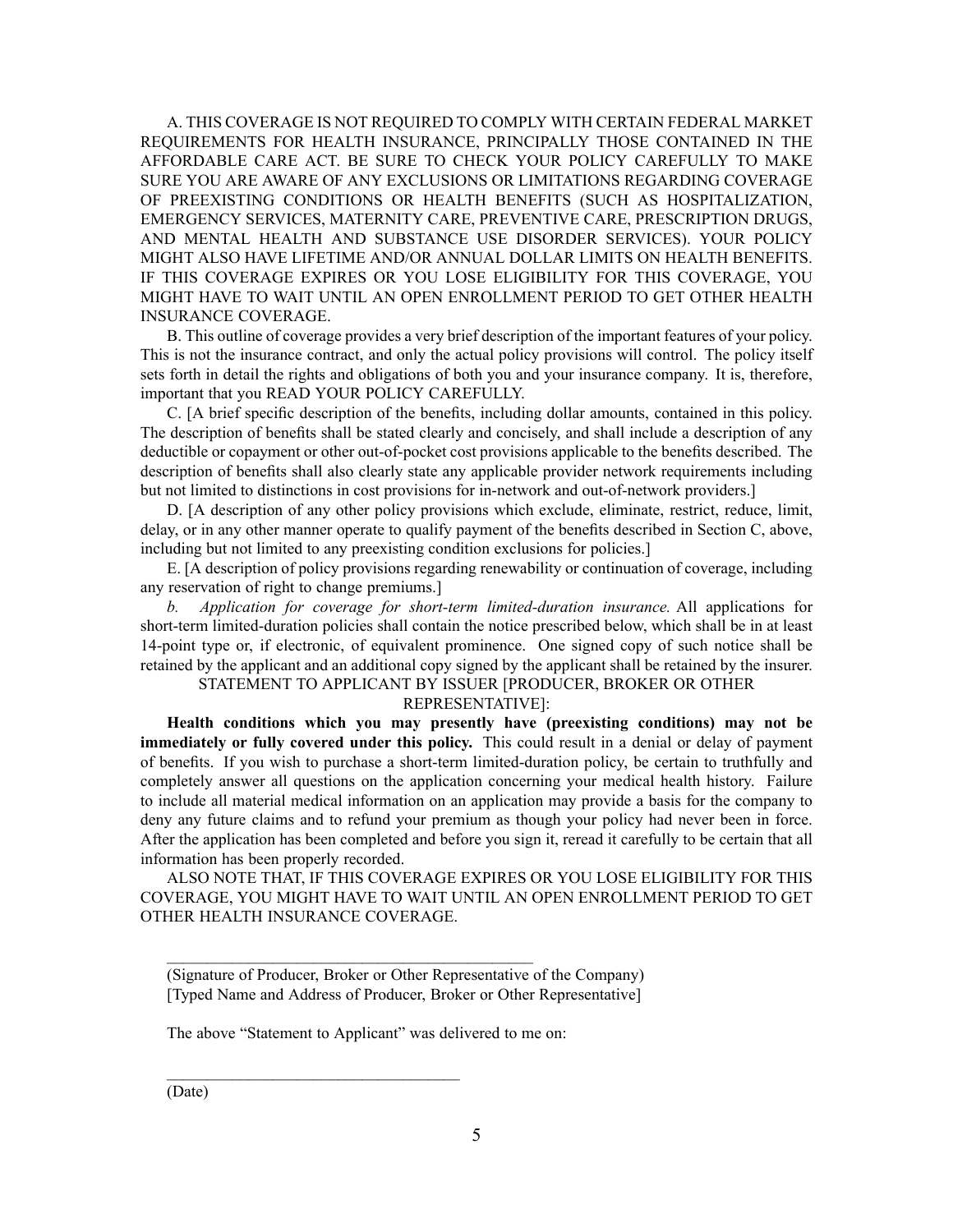A. THIS COVERAGE IS NOT REQUIRED TO COMPLY WITH CERTAIN FEDERAL MARKET REQUIREMENTS FOR HEALTH INSURANCE, PRINCIPALLY THOSE CONTAINED IN THE AFFORDABLE CARE ACT. BE SURE TO CHECK YOUR POLICY CAREFULLY TO MAKE SURE YOU ARE AWARE OF ANY EXCLUSIONS OR LIMITATIONS REGARDING COVERAGE OF PREEXISTING CONDITIONS OR HEALTH BENEFITS (SUCH AS HOSPITALIZATION, EMERGENCY SERVICES, MATERNITY CARE, PREVENTIVE CARE, PRESCRIPTION DRUGS, AND MENTAL HEALTH AND SUBSTANCE USE DISORDER SERVICES). YOUR POLICY MIGHT ALSO HAVE LIFETIME AND/OR ANNUAL DOLLAR LIMITS ON HEALTH BENEFITS. IF THIS COVERAGE EXPIRES OR YOU LOSE ELIGIBILITY FOR THIS COVERAGE, YOU MIGHT HAVE TO WAIT UNTIL AN OPEN ENROLLMENT PERIOD TO GET OTHER HEALTH INSURANCE COVERAGE.

B. This outline of coverage provides a very brief description of the important features of your policy. This is not the insurance contract, and only the actual policy provisions will control. The policy itself sets forth in detail the rights and obligations of both you and your insurance company. It is, therefore, important that you READ YOUR POLICY CAREFULLY.

C. [A brief specific description of the benefits, including dollar amounts, contained in this policy. The description of benefits shall be stated clearly and concisely, and shall include a description of any deductible or copayment or other out-of-pocket cost provisions applicable to the benefits described. The description of benefits shall also clearly state any applicable provider network requirements including but not limited to distinctions in cost provisions for in-network and out-of-network providers.]

D. [A description of any other policy provisions which exclude, eliminate, restrict, reduce, limit, delay, or in any other manner operate to qualify payment of the benefits described in Section C, above, including but not limited to any preexisting condition exclusions for policies.]

E. [A description of policy provisions regarding renewability or continuation of coverage, including any reservation of right to change premiums.]

*b. Application for coverage for short-term limited-duration insurance.* All applications for short-term limited-duration policies shall contain the notice prescribed below, which shall be in at least 14-point type or, if electronic, of equivalent prominence. One signed copy of such notice shall be retained by the applicant and an additional copy signed by the applicant shall be retained by the insurer.

STATEMENT TO APPLICANT BY ISSUER [PRODUCER, BROKER OR OTHER REPRESENTATIVE]:

**Health conditions which you may presently have (preexisting conditions) may not be immediately or fully covered under this policy.** This could result in a denial or delay of payment of benefits. If you wish to purchase a short-term limited-duration policy, be certain to truthfully and completely answer all questions on the application concerning your medical health history. Failure to include all material medical information on an application may provide a basis for the company to deny any future claims and to refund your premium as though your policy had never been in force. After the application has been completed and before you sign it, reread it carefully to be certain that all information has been properly recorded.

ALSO NOTE THAT, IF THIS COVERAGE EXPIRES OR YOU LOSE ELIGIBILITY FOR THIS COVERAGE, YOU MIGHT HAVE TO WAIT UNTIL AN OPEN ENROLLMENT PERIOD TO GET OTHER HEALTH INSURANCE COVERAGE.

\_\_\_\_\_\_\_\_\_\_\_\_\_\_\_\_\_\_\_\_\_\_\_\_\_\_\_\_\_\_\_\_\_\_\_\_\_\_\_\_\_\_\_\_

(Signature of Producer, Broker or Other Representative of the Company)
[Typed Name and Address of Producer, Broker or Other Representative]

The above "Statement to Applicant" was delivered to me on:

\_\_\_\_\_\_\_\_\_\_\_\_\_\_\_\_\_\_\_\_\_\_\_\_\_\_\_\_\_\_\_\_\_\_\_\_

(Date)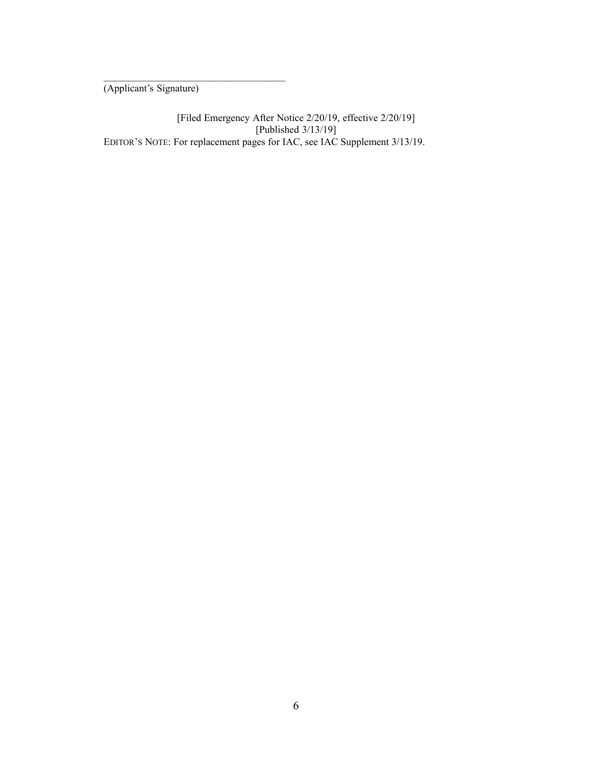\_\_\_\_\_\_\_\_\_\_\_\_\_\_\_\_\_\_\_\_\_\_\_\_\_\_\_\_\_\_\_\_\_\_\_\_
(Applicant's Signature)

[Filed Emergency After Notice 2/20/19, effective 2/20/19]
[Published 3/13/19]
EDITOR'S NOTE: For replacement pages for IAC, see IAC Supplement 3/13/19.